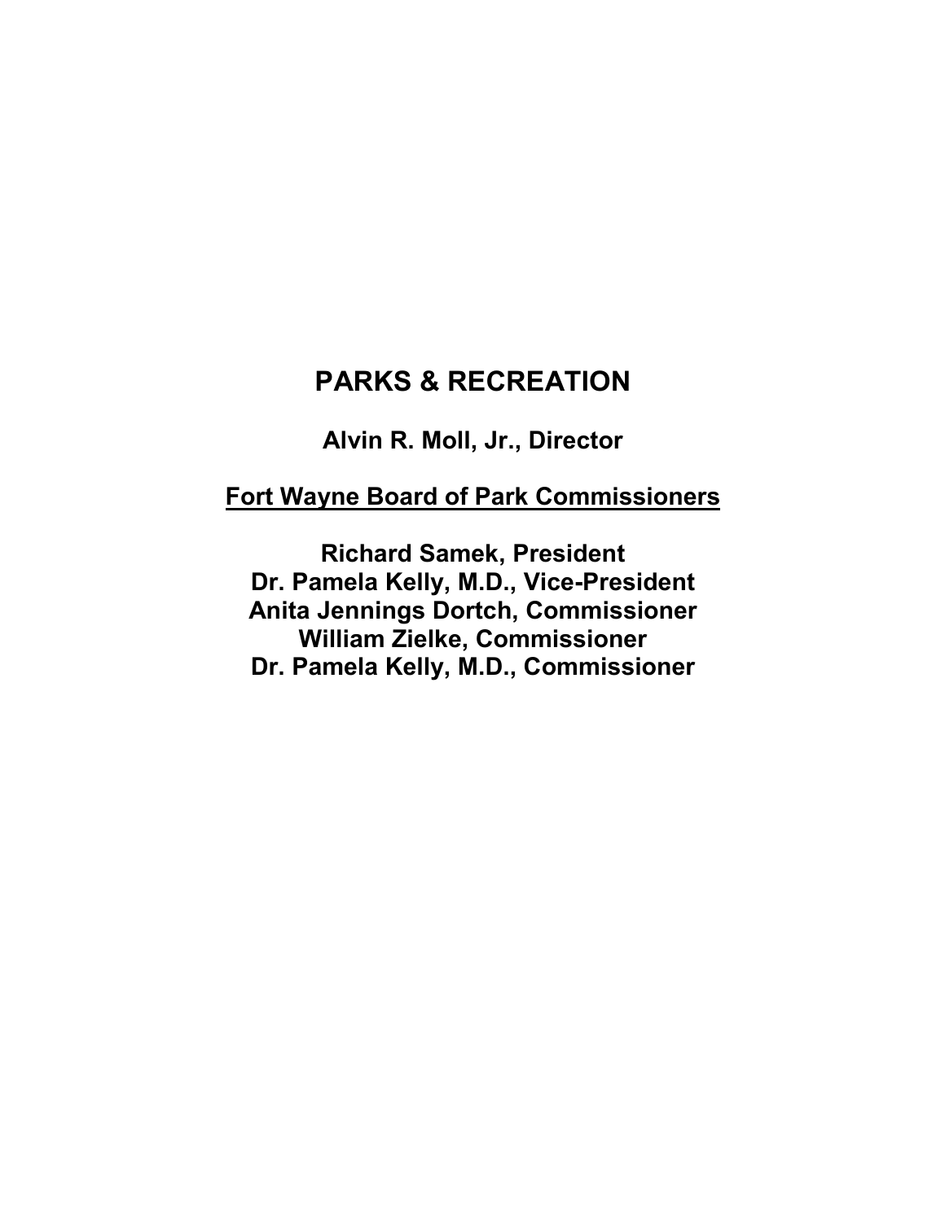# PARKS & RECREATION

**Alvin R. Moll, Jr., Director**

**Fort Wayne Board of Park Commissioners**

**Richard Samek, President**
**Dr. Pamela Kelly, M.D., Vice-President**
**Anita Jennings Dortch, Commissioner**
**William Zielke, Commissioner**
**Dr. Pamela Kelly, M.D., Commissioner**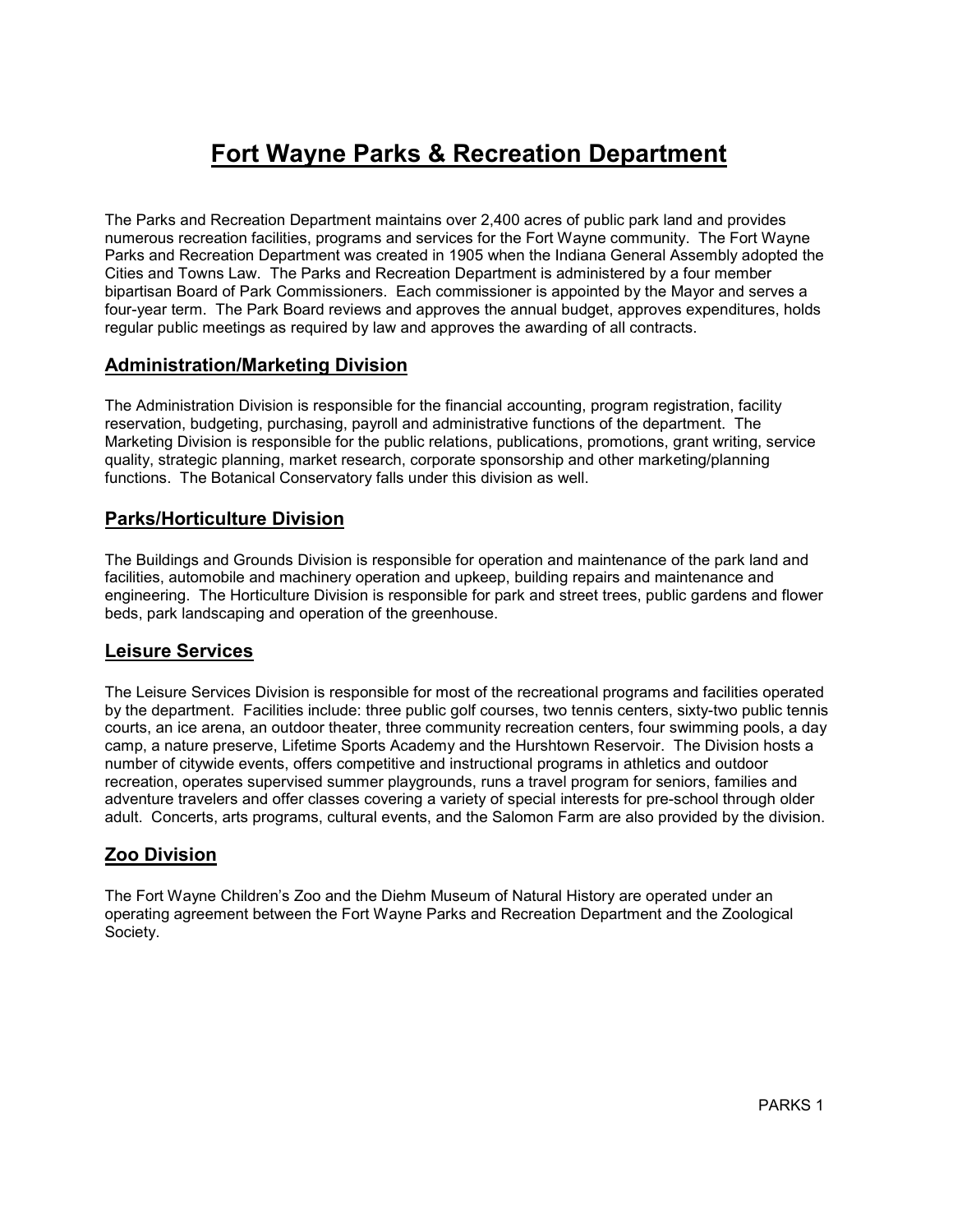# Fort Wayne Parks & Recreation Department

The Parks and Recreation Department maintains over 2,400 acres of public park land and provides numerous recreation facilities, programs and services for the Fort Wayne community. The Fort Wayne Parks and Recreation Department was created in 1905 when the Indiana General Assembly adopted the Cities and Towns Law. The Parks and Recreation Department is administered by a four member bipartisan Board of Park Commissioners. Each commissioner is appointed by the Mayor and serves a four-year term. The Park Board reviews and approves the annual budget, approves expenditures, holds regular public meetings as required by law and approves the awarding of all contracts.

## Administration/Marketing Division

The Administration Division is responsible for the financial accounting, program registration, facility reservation, budgeting, purchasing, payroll and administrative functions of the department. The Marketing Division is responsible for the public relations, publications, promotions, grant writing, service quality, strategic planning, market research, corporate sponsorship and other marketing/planning functions. The Botanical Conservatory falls under this division as well.

## Parks/Horticulture Division

The Buildings and Grounds Division is responsible for operation and maintenance of the park land and facilities, automobile and machinery operation and upkeep, building repairs and maintenance and engineering. The Horticulture Division is responsible for park and street trees, public gardens and flower beds, park landscaping and operation of the greenhouse.

## Leisure Services

The Leisure Services Division is responsible for most of the recreational programs and facilities operated by the department. Facilities include: three public golf courses, two tennis centers, sixty-two public tennis courts, an ice arena, an outdoor theater, three community recreation centers, four swimming pools, a day camp, a nature preserve, Lifetime Sports Academy and the Hurshtown Reservoir. The Division hosts a number of citywide events, offers competitive and instructional programs in athletics and outdoor recreation, operates supervised summer playgrounds, runs a travel program for seniors, families and adventure travelers and offer classes covering a variety of special interests for pre-school through older adult. Concerts, arts programs, cultural events, and the Salomon Farm are also provided by the division.

## Zoo Division

The Fort Wayne Children's Zoo and the Diehm Museum of Natural History are operated under an operating agreement between the Fort Wayne Parks and Recreation Department and the Zoological Society.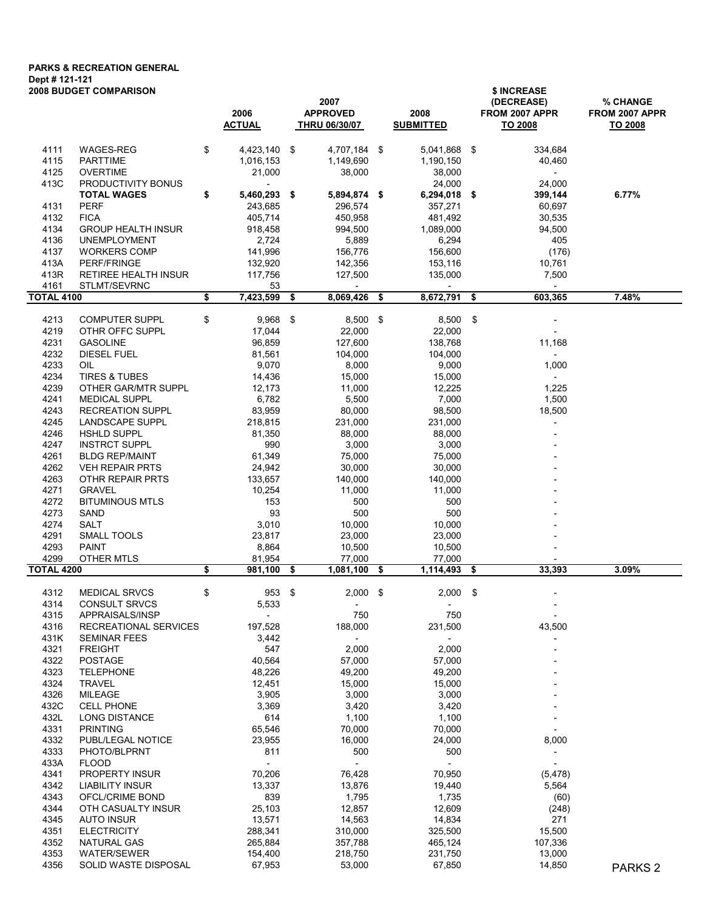**PARKS & RECREATION GENERAL**
**Dept # 121-121**
**2008 BUDGET COMPARISON**

| | | 2006 ACTUAL | 2007 APPROVED THRU 06/30/07 | 2008 SUBMITTED | $ INCREASE (DECREASE) FROM 2007 APPR TO 2008 | % CHANGE FROM 2007 APPR TO 2008 |
|---|---|---|---|---|---|---|
| 4111 | WAGES-REG | $ 4,423,140 | $ 4,707,184 | $ 5,041,868 | $ 334,684 | |
| 4115 | PARTTIME | 1,016,153 | 1,149,690 | 1,190,150 | 40,460 | |
| 4125 | OVERTIME | 21,000 | 38,000 | 38,000 | - | |
| 413C | PRODUCTIVITY BONUS | - | | 24,000 | 24,000 | |
| | **TOTAL WAGES** | **$ 5,460,293** | **$ 5,894,874** | **$ 6,294,018** | **$ 399,144** | **6.77%** |
| 4131 | PERF | 243,685 | 296,574 | 357,271 | 60,697 | |
| 4132 | FICA | 405,714 | 450,958 | 481,492 | 30,535 | |
| 4134 | GROUP HEALTH INSUR | 918,458 | 994,500 | 1,089,000 | 94,500 | |
| 4136 | UNEMPLOYMENT | 2,724 | 5,889 | 6,294 | 405 | |
| 4137 | WORKERS COMP | 141,996 | 156,776 | 156,600 | (176) | |
| 413A | PERF/FRINGE | 132,920 | 142,356 | 153,116 | 10,761 | |
| 413R | RETIREE HEALTH INSUR | 117,756 | 127,500 | 135,000 | 7,500 | |
| 4161 | STLMT/SEVRNC | 53 | - | - | - | |
| **TOTAL 4100** | | **$ 7,423,599** | **$ 8,069,426** | **$ 8,672,791** | **$ 603,365** | **7.48%** |
| 4213 | COMPUTER SUPPL | $ 9,968 | $ 8,500 | $ 8,500 | $ - | |
| 4219 | OTHR OFFC SUPPL | 17,044 | 22,000 | 22,000 | - | |
| 4231 | GASOLINE | 96,859 | 127,600 | 138,768 | 11,168 | |
| 4232 | DIESEL FUEL | 81,561 | 104,000 | 104,000 | - | |
| 4233 | OIL | 9,070 | 8,000 | 9,000 | 1,000 | |
| 4234 | TIRES & TUBES | 14,436 | 15,000 | 15,000 | - | |
| 4239 | OTHER GAR/MTR SUPPL | 12,173 | 11,000 | 12,225 | 1,225 | |
| 4241 | MEDICAL SUPPL | 6,782 | 5,500 | 7,000 | 1,500 | |
| 4243 | RECREATION SUPPL | 83,959 | 80,000 | 98,500 | 18,500 | |
| 4245 | LANDSCAPE SUPPL | 218,815 | 231,000 | 231,000 | - | |
| 4246 | HSHLD SUPPL | 81,350 | 88,000 | 88,000 | - | |
| 4247 | INSTRCT SUPPL | 990 | 3,000 | 3,000 | - | |
| 4261 | BLDG REP/MAINT | 61,349 | 75,000 | 75,000 | - | |
| 4262 | VEH REPAIR PRTS | 24,942 | 30,000 | 30,000 | - | |
| 4263 | OTHR REPAIR PRTS | 133,657 | 140,000 | 140,000 | - | |
| 4271 | GRAVEL | 10,254 | 11,000 | 11,000 | - | |
| 4272 | BITUMINOUS MTLS | 153 | 500 | 500 | - | |
| 4273 | SAND | 93 | 500 | 500 | - | |
| 4274 | SALT | 3,010 | 10,000 | 10,000 | - | |
| 4291 | SMALL TOOLS | 23,817 | 23,000 | 23,000 | - | |
| 4293 | PAINT | 8,864 | 10,500 | 10,500 | - | |
| 4299 | OTHER MTLS | 81,954 | 77,000 | 77,000 | - | |
| **TOTAL 4200** | | **$ 981,100** | **$ 1,081,100** | **$ 1,114,493** | **$ 33,393** | **3.09%** |
| 4312 | MEDICAL SRVCS | $ 953 | $ 2,000 | $ 2,000 | $ - | |
| 4314 | CONSULT SRVCS | 5,533 | - | - | - | |
| 4315 | APPRAISALS/INSP | - | 750 | 750 | - | |
| 4316 | RECREATIONAL SERVICES | 197,528 | 188,000 | 231,500 | 43,500 | |
| 431K | SEMINAR FEES | 3,442 | - | - | - | |
| 4321 | FREIGHT | 547 | 2,000 | 2,000 | - | |
| 4322 | POSTAGE | 40,564 | 57,000 | 57,000 | - | |
| 4323 | TELEPHONE | 48,226 | 49,200 | 49,200 | - | |
| 4324 | TRAVEL | 12,451 | 15,000 | 15,000 | - | |
| 4326 | MILEAGE | 3,905 | 3,000 | 3,000 | - | |
| 432C | CELL PHONE | 3,369 | 3,420 | 3,420 | - | |
| 432L | LONG DISTANCE | 614 | 1,100 | 1,100 | - | |
| 4331 | PRINTING | 65,546 | 70,000 | 70,000 | - | |
| 4332 | PUBL/LEGAL NOTICE | 23,955 | 16,000 | 24,000 | 8,000 | |
| 4333 | PHOTO/BLPRNT | 811 | 500 | 500 | - | |
| 433A | FLOOD | - | - | - | - | |
| 4341 | PROPERTY INSUR | 70,206 | 76,428 | 70,950 | (5,478) | |
| 4342 | LIABILITY INSUR | 13,337 | 13,876 | 19,440 | 5,564 | |
| 4343 | OFCL/CRIME BOND | 839 | 1,795 | 1,735 | (60) | |
| 4344 | OTH CASUALTY INSUR | 25,103 | 12,857 | 12,609 | (248) | |
| 4345 | AUTO INSUR | 13,571 | 14,563 | 14,834 | 271 | |
| 4351 | ELECTRICITY | 288,341 | 310,000 | 325,500 | 15,500 | |
| 4352 | NATURAL GAS | 265,884 | 357,788 | 465,124 | 107,336 | |
| 4353 | WATER/SEWER | 154,400 | 218,750 | 231,750 | 13,000 | |
| 4356 | SOLID WASTE DISPOSAL | 67,953 | 53,000 | 67,850 | 14,850 | |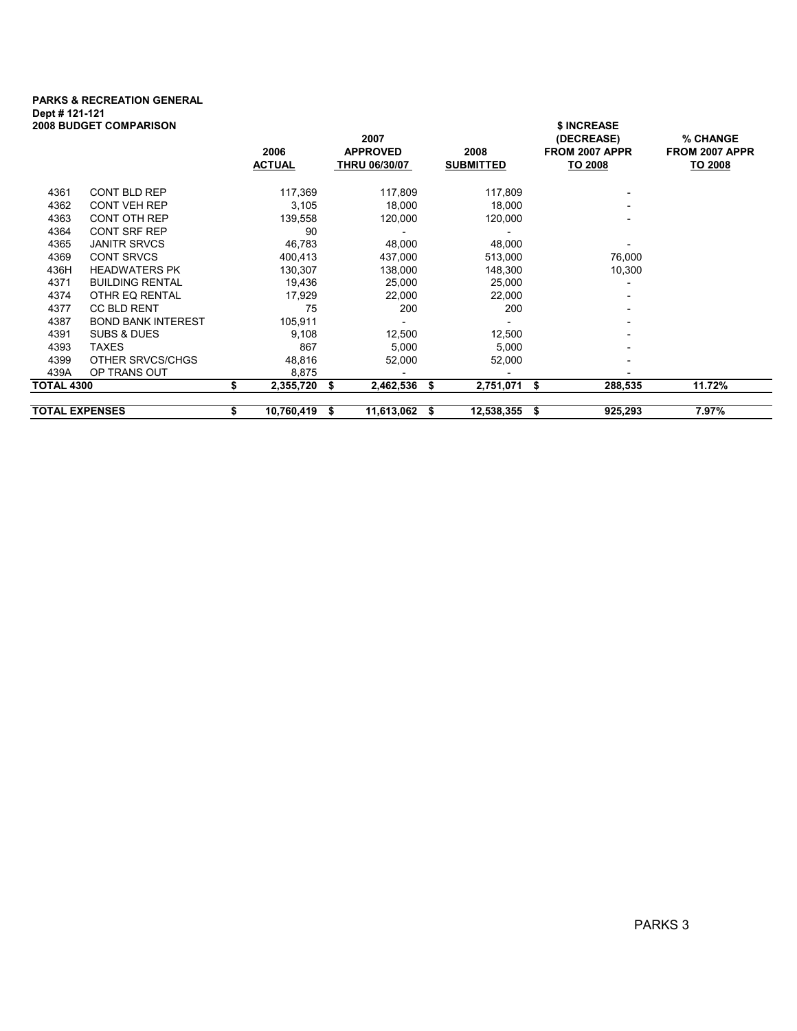**PARKS & RECREATION GENERAL**
**Dept # 121-121**
**2008 BUDGET COMPARISON**

| | | 2006 ACTUAL | 2007 APPROVED THRU 06/30/07 | 2008 SUBMITTED | $ INCREASE (DECREASE) FROM 2007 APPR TO 2008 | % CHANGE FROM 2007 APPR TO 2008 |
|---|---|---|---|---|---|---|
| 4361 | CONT BLD REP | 117,369 | 117,809 | 117,809 | - | |
| 4362 | CONT VEH REP | 3,105 | 18,000 | 18,000 | - | |
| 4363 | CONT OTH REP | 139,558 | 120,000 | 120,000 | - | |
| 4364 | CONT SRF REP | 90 | - | - | - | |
| 4365 | JANITR SRVCS | 46,783 | 48,000 | 48,000 | - | |
| 4369 | CONT SRVCS | 400,413 | 437,000 | 513,000 | 76,000 | |
| 436H | HEADWATERS PK | 130,307 | 138,000 | 148,300 | 10,300 | |
| 4371 | BUILDING RENTAL | 19,436 | 25,000 | 25,000 | - | |
| 4374 | OTHR EQ RENTAL | 17,929 | 22,000 | 22,000 | - | |
| 4377 | CC BLD RENT | 75 | 200 | 200 | - | |
| 4387 | BOND BANK INTEREST | 105,911 | - | - | - | |
| 4391 | SUBS & DUES | 9,108 | 12,500 | 12,500 | - | |
| 4393 | TAXES | 867 | 5,000 | 5,000 | - | |
| 4399 | OTHER SRVCS/CHGS | 48,816 | 52,000 | 52,000 | - | |
| 439A | OP TRANS OUT | 8,875 | - | - | - | |
| **TOTAL 4300** | | **$ 2,355,720** | **$ 2,462,536** | **$ 2,751,071** | **$ 288,535** | **11.72%** |
| **TOTAL EXPENSES** | | **$ 10,760,419** | **$ 11,613,062** | **$ 12,538,355** | **$ 925,293** | **7.97%** |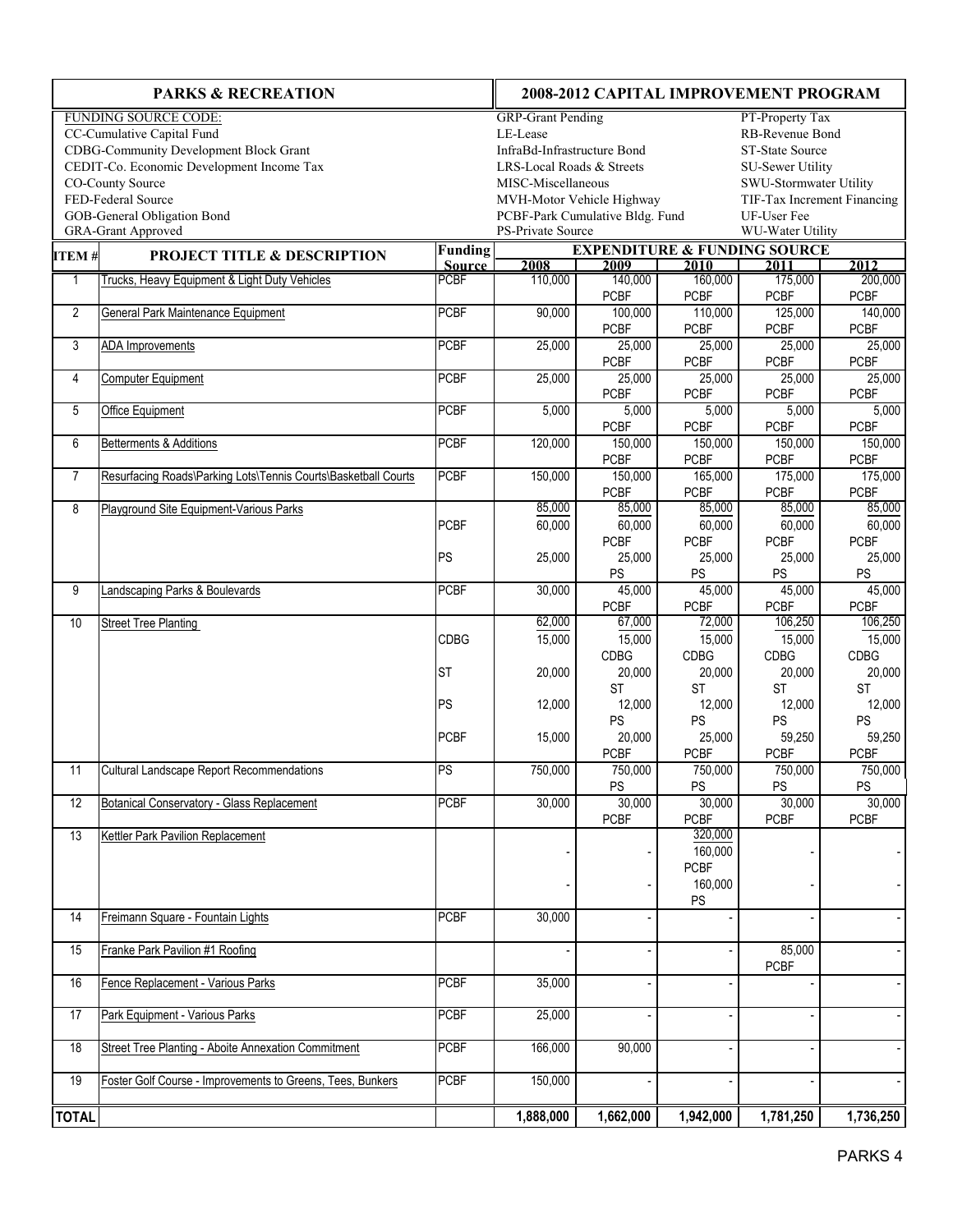| PARKS & RECREATION | | | 2008-2012 CAPITAL IMPROVEMENT PROGRAM | | | | |
|---|---|---|---|---|---|---|---|
| FUNDING SOURCE CODE: | | | GRP-Grant Pending | | | PT-Property Tax | |
| CC-Cumulative Capital Fund | | | LE-Lease | | | RB-Revenue Bond | |
| CDBG-Community Development Block Grant | | | InfraBd-Infrastructure Bond | | | ST-State Source | |
| CEDIT-Co. Economic Development Income Tax | | | LRS-Local Roads & Streets | | | SU-Sewer Utility | |
| CO-County Source | | | MISC-Miscellaneous | | | SWU-Stormwater Utility | |
| FED-Federal Source | | | MVH-Motor Vehicle Highway | | | TIF-Tax Increment Financing | |
| GOB-General Obligation Bond | | | PCBF-Park Cumulative Bldg. Fund | | | UF-User Fee | |
| GRA-Grant Approved | | | PS-Private Source | | | WU-Water Utility | |

| ITEM # | PROJECT TITLE & DESCRIPTION | Funding Source | 2008 | 2009 | 2010 | 2011 | 2012 |
|---|---|---|---|---|---|---|---|
| 1 | Trucks, Heavy Equipment & Light Duty Vehicles | PCBF | 110,000 | 140,000 PCBF | 160,000 PCBF | 175,000 PCBF | 200,000 PCBF |
| 2 | General Park Maintenance Equipment | PCBF | 90,000 | 100,000 PCBF | 110,000 PCBF | 125,000 PCBF | 140,000 PCBF |
| 3 | ADA Improvements | PCBF | 25,000 | 25,000 PCBF | 25,000 PCBF | 25,000 PCBF | 25,000 PCBF |
| 4 | Computer Equipment | PCBF | 25,000 | 25,000 PCBF | 25,000 PCBF | 25,000 PCBF | 25,000 PCBF |
| 5 | Office Equipment | PCBF | 5,000 | 5,000 PCBF | 5,000 PCBF | 5,000 PCBF | 5,000 PCBF |
| 6 | Betterments & Additions | PCBF | 120,000 | 150,000 PCBF | 150,000 PCBF | 150,000 PCBF | 150,000 PCBF |
| 7 | Resurfacing Roads\Parking Lots\Tennis Courts\Basketball Courts | PCBF | 150,000 | 150,000 PCBF | 165,000 PCBF | 175,000 PCBF | 175,000 PCBF |
| 8 | Playground Site Equipment-Various Parks | | 85,000 | 85,000 | 85,000 | 85,000 | 85,000 |
| | | PCBF | 60,000 | 60,000 PCBF | 60,000 PCBF | 60,000 PCBF | 60,000 PCBF |
| | | PS | 25,000 | 25,000 PS | 25,000 PS | 25,000 PS | 25,000 PS |
| 9 | Landscaping Parks & Boulevards | PCBF | 30,000 | 45,000 PCBF | 45,000 PCBF | 45,000 PCBF | 45,000 PCBF |
| 10 | Street Tree Planting | | 62,000 | 67,000 | 72,000 | 106,250 | 106,250 |
| | | CDBG | 15,000 | 15,000 CDBG | 15,000 CDBG | 15,000 CDBG | 15,000 CDBG |
| | | ST | 20,000 | 20,000 ST | 20,000 ST | 20,000 ST | 20,000 ST |
| | | PS | 12,000 | 12,000 PS | 12,000 PS | 12,000 PS | 12,000 PS |
| | | PCBF | 15,000 | 20,000 PCBF | 25,000 PCBF | 59,250 PCBF | 59,250 PCBF |
| 11 | Cultural Landscape Report Recommendations | PS | 750,000 | 750,000 PS | 750,000 PS | 750,000 PS | 750,000 PS |
| 12 | Botanical Conservatory - Glass Replacement | PCBF | 30,000 | 30,000 PCBF | 30,000 PCBF | 30,000 PCBF | 30,000 PCBF |
| 13 | Kettler Park Pavilion Replacement | | | | 320,000 | | |
| | | | - | - | 160,000 PCBF | - | - |
| | | | - | - | 160,000 PS | - | - |
| 14 | Freimann Square - Fountain Lights | PCBF | 30,000 | - | - | - | - |
| 15 | Franke Park Pavilion #1 Roofing | | - | - | - | 85,000 PCBF | - |
| 16 | Fence Replacement - Various Parks | PCBF | 35,000 | - | - | - | - |
| 17 | Park Equipment - Various Parks | PCBF | 25,000 | - | - | - | - |
| 18 | Street Tree Planting - Aboite Annexation Commitment | PCBF | 166,000 | 90,000 | - | - | - |
| 19 | Foster Golf Course - Improvements to Greens, Tees, Bunkers | PCBF | 150,000 | - | - | - | - |
| **TOTAL** | | | **1,888,000** | **1,662,000** | **1,942,000** | **1,781,250** | **1,736,250** |

PARKS 4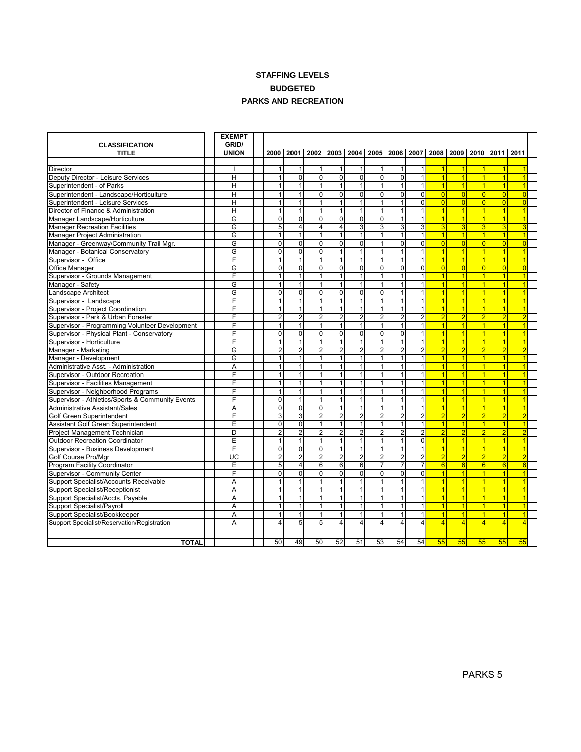**STAFFING LEVELS**

**BUDGETED**

**PARKS AND RECREATION**

| CLASSIFICATION TITLE | EXEMPT GRID/ UNION | 2000 | 2001 | 2002 | 2003 | 2004 | 2005 | 2006 | 2007 | 2008 | 2009 | 2010 | 2011 | 2011 |
|---|---|---|---|---|---|---|---|---|---|---|---|---|---|---|
| Director | I | 1 | 1 | 1 | 1 | 1 | 1 | 1 | 1 | 1 | 1 | 1 | 1 | 1 |
| Deputy Director - Leisure Services | H | 1 | 0 | 0 | 0 | 0 | 0 | 0 | 1 | 1 | 1 | 1 | 1 | 1 |
| Superintendent - of Parks | H | 1 | 1 | 1 | 1 | 1 | 1 | 1 | 1 | 1 | 1 | 1 | 1 | 1 |
| Superintendent - Landscape/Horticulture | H | 1 | 1 | 0 | 0 | 0 | 0 | 0 | 0 | 0 | 0 | 0 | 0 | 0 |
| Superintendent - Leisure Services | H | 1 | 1 | 1 | 1 | 1 | 1 | 1 | 0 | 0 | 0 | 0 | 0 | 0 |
| Director of Finance & Administration | H | 1 | 1 | 1 | 1 | 1 | 1 | 1 | 1 | 1 | 1 | 1 | 1 | 1 |
| Manager Landscape/Horticulture | G | 0 | 0 | 0 | 0 | 0 | 0 | 1 | 1 | 1 | 1 | 1 | 1 | 1 |
| Manager Recreation Facilities | G | 5 | 4 | 4 | 4 | 3 | 3 | 3 | 3 | 3 | 3 | 3 | 3 | 3 |
| Manager Project Administration | G | 1 | 1 | 1 | 1 | 1 | 1 | 1 | 1 | 1 | 1 | 1 | 1 | 1 |
| Manager - Greenway\Community Trail Mgr. | G | 0 | 0 | 0 | 0 | 0 | 1 | 0 | 0 | 0 | 0 | 0 | 0 | 0 |
| Manager - Botanical Conservatory | G | 0 | 0 | 0 | 1 | 1 | 1 | 1 | 1 | 1 | 1 | 1 | 1 | 1 |
| Supervisor - Office | F | 1 | 1 | 1 | 1 | 1 | 1 | 1 | 1 | 1 | 1 | 1 | 1 | 1 |
| Office Manager | G | 0 | 0 | 0 | 0 | 0 | 0 | 0 | 0 | 0 | 0 | 0 | 0 | 0 |
| Supervisor - Grounds Management | F | 1 | 1 | 1 | 1 | 1 | 1 | 1 | 1 | 1 | 1 | 1 | 1 | 1 |
| Manager - Safety | G | 1 | 1 | 1 | 1 | 1 | 1 | 1 | 1 | 1 | 1 | 1 | 1 | 1 |
| Landscape Architect | G | 0 | 0 | 0 | 0 | 0 | 0 | 1 | 1 | 1 | 1 | 1 | 1 | 1 |
| Supervisor - Landscape | F | 1 | 1 | 1 | 1 | 1 | 1 | 1 | 1 | 1 | 1 | 1 | 1 | 1 |
| Supervisor - Project Coordination | F | 1 | 1 | 1 | 1 | 1 | 1 | 1 | 1 | 1 | 1 | 1 | 1 | 1 |
| Supervisor - Park & Urban Forester | F | 2 | 2 | 2 | 2 | 2 | 2 | 2 | 2 | 2 | 2 | 2 | 2 | 2 |
| Supervisor - Programming Volunteer Development | F | 1 | 1 | 1 | 1 | 1 | 1 | 1 | 1 | 1 | 1 | 1 | 1 | 1 |
| Supervisor - Physical Plant - Conservatory | F | 0 | 0 | 0 | 0 | 0 | 0 | 0 | 1 | 1 | 1 | 1 | 1 | 1 |
| Supervisor - Horticulture | F | 1 | 1 | 1 | 1 | 1 | 1 | 1 | 1 | 1 | 1 | 1 | 1 | 1 |
| Manager - Marketing | G | 2 | 2 | 2 | 2 | 2 | 2 | 2 | 2 | 2 | 2 | 2 | 2 | 2 |
| Manager - Development | G | 1 | 1 | 1 | 1 | 1 | 1 | 1 | 1 | 1 | 1 | 1 | 1 | 1 |
| Administrative Asst. - Administration | A | 1 | 1 | 1 | 1 | 1 | 1 | 1 | 1 | 1 | 1 | 1 | 1 | 1 |
| Supervisor - Outdoor Recreation | F | 1 | 1 | 1 | 1 | 1 | 1 | 1 | 1 | 1 | 1 | 1 | 1 | 1 |
| Supervisor - Facilities Management | F | 1 | 1 | 1 | 1 | 1 | 1 | 1 | 1 | 1 | 1 | 1 | 1 | 1 |
| Supervisor - Neighborhood Programs | F | 1 | 1 | 1 | 1 | 1 | 1 | 1 | 1 | 1 | 1 | 1 | 1 | 1 |
| Supervisor - Athletics/Sports & Community Events | F | 0 | 1 | 1 | 1 | 1 | 1 | 1 | 1 | 1 | 1 | 1 | 1 | 1 |
| Administrative Assistant/Sales | A | 0 | 0 | 0 | 1 | 1 | 1 | 1 | 1 | 1 | 1 | 1 | 1 | 1 |
| Golf Green Superintendent | F | 3 | 3 | 2 | 2 | 2 | 2 | 2 | 2 | 2 | 2 | 2 | 2 | 2 |
| Assistant Golf Green Superintendent | E | 0 | 0 | 1 | 1 | 1 | 1 | 1 | 1 | 1 | 1 | 1 | 1 | 1 |
| Project Management Technician | D | 2 | 2 | 2 | 2 | 2 | 2 | 2 | 2 | 2 | 2 | 2 | 2 | 2 |
| Outdoor Recreation Coordinator | E | 1 | 1 | 1 | 1 | 1 | 1 | 1 | 0 | 1 | 1 | 1 | 1 | 1 |
| Supervisor - Business Development | F | 0 | 0 | 0 | 1 | 1 | 1 | 1 | 1 | 1 | 1 | 1 | 1 | 1 |
| Golf Course Pro/Mgr | UC | 2 | 2 | 2 | 2 | 2 | 2 | 2 | 2 | 2 | 2 | 2 | 2 | 2 |
| Program Facility Coordinator | E | 5 | 4 | 6 | 6 | 6 | 7 | 7 | 7 | 6 | 6 | 6 | 6 | 6 |
| Supervisor - Community Center | F | 0 | 0 | 0 | 0 | 0 | 0 | 0 | 0 | 1 | 1 | 1 | 1 | 1 |
| Support Specialist/Accounts Receivable | A | 1 | 1 | 1 | 1 | 1 | 1 | 1 | 1 | 1 | 1 | 1 | 1 | 1 |
| Support Specialist/Receptionist | A | 1 | 1 | 1 | 1 | 1 | 1 | 1 | 1 | 1 | 1 | 1 | 1 | 1 |
| Support Specialist/Accts. Payable | A | 1 | 1 | 1 | 1 | 1 | 1 | 1 | 1 | 1 | 1 | 1 | 1 | 1 |
| Support Specialist/Payroll | A | 1 | 1 | 1 | 1 | 1 | 1 | 1 | 1 | 1 | 1 | 1 | 1 | 1 |
| Support Specialist/Bookkeeper | A | 1 | 1 | 1 | 1 | 1 | 1 | 1 | 1 | 1 | 1 | 1 | 1 | 1 |
| Support Specialist/Reservation/Registration | A | 4 | 5 | 5 | 4 | 4 | 4 | 4 | 4 | 4 | 4 | 4 | 4 | 4 |
| **TOTAL** | | 50 | 49 | 50 | 52 | 51 | 53 | 54 | 54 | 55 | 55 | 55 | 55 | 55 |

PARKS 5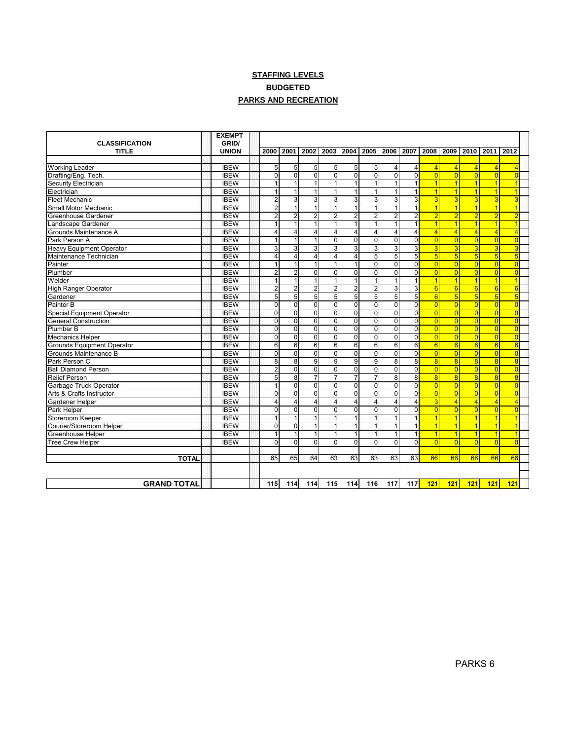**STAFFING LEVELS**

**BUDGETED**

**PARKS AND RECREATION**

| CLASSIFICATION TITLE | EXEMPT GRID/ UNION | 2000 | 2001 | 2002 | 2003 | 2004 | 2005 | 2006 | 2007 | 2008 | 2009 | 2010 | 2011 | 2012 |
|---|---|---|---|---|---|---|---|---|---|---|---|---|---|---|
| Working Leader | IBEW | 5 | 5 | 5 | 5 | 5 | 5 | 4 | 4 | 4 | 4 | 4 | 4 | 4 |
| Drafting/Eng. Tech. | IBEW | 0 | 0 | 0 | 0 | 0 | 0 | 0 | 0 | 0 | 0 | 0 | 0 | 0 |
| Security Electrician | IBEW | 1 | 1 | 1 | 1 | 1 | 1 | 1 | 1 | 1 | 1 | 1 | 1 | 1 |
| Electrician | IBEW | 1 | 1 | 1 | 1 | 1 | 1 | 1 | 1 | 1 | 1 | 1 | 1 | 1 |
| Fleet Mechanic | IBEW | 2 | 3 | 3 | 3 | 3 | 3 | 3 | 3 | 3 | 3 | 3 | 3 | 3 |
| Small Motor Mechanic | IBEW | 2 | 1 | 1 | 1 | 1 | 1 | 1 | 1 | 1 | 1 | 1 | 1 | 1 |
| Greenhouse Gardener | IBEW | 2 | 2 | 2 | 2 | 2 | 2 | 2 | 2 | 2 | 2 | 2 | 2 | 2 |
| Landscape Gardener | IBEW | 1 | 1 | 1 | 1 | 1 | 1 | 1 | 1 | 1 | 1 | 1 | 1 | 1 |
| Grounds Maintenance A | IBEW | 4 | 4 | 4 | 4 | 4 | 4 | 4 | 4 | 4 | 4 | 4 | 4 | 4 |
| Park Person A | IBEW | 1 | 1 | 1 | 0 | 0 | 0 | 0 | 0 | 0 | 0 | 0 | 0 | 0 |
| Heavy Equipment Operator | IBEW | 3 | 3 | 3 | 3 | 3 | 3 | 3 | 3 | 3 | 3 | 3 | 3 | 3 |
| Maintenance Technician | IBEW | 4 | 4 | 4 | 4 | 4 | 5 | 5 | 5 | 5 | 5 | 5 | 5 | 5 |
| Painter | IBEW | 1 | 1 | 1 | 1 | 1 | 0 | 0 | 0 | 0 | 0 | 0 | 0 | 0 |
| Plumber | IBEW | 2 | 2 | 0 | 0 | 0 | 0 | 0 | 0 | 0 | 0 | 0 | 0 | 0 |
| Welder | IBEW | 1 | 1 | 1 | 1 | 1 | 1 | 1 | 1 | 1 | 1 | 1 | 1 | 1 |
| High Ranger Operator | IBEW | 2 | 2 | 2 | 2 | 2 | 2 | 3 | 3 | 6 | 6 | 6 | 6 | 6 |
| Gardener | IBEW | 5 | 5 | 5 | 5 | 5 | 5 | 5 | 5 | 6 | 5 | 5 | 5 | 5 |
| Painter B | IBEW | 0 | 0 | 0 | 0 | 0 | 0 | 0 | 0 | 0 | 0 | 0 | 0 | 0 |
| Special Equipment Operator | IBEW | 0 | 0 | 0 | 0 | 0 | 0 | 0 | 0 | 0 | 0 | 0 | 0 | 0 |
| General Construction | IBEW | 0 | 0 | 0 | 0 | 0 | 0 | 0 | 0 | 0 | 0 | 0 | 0 | 0 |
| Plumber B | IBEW | 0 | 0 | 0 | 0 | 0 | 0 | 0 | 0 | 0 | 0 | 0 | 0 | 0 |
| Mechanics Helper | IBEW | 0 | 0 | 0 | 0 | 0 | 0 | 0 | 0 | 0 | 0 | 0 | 0 | 0 |
| Grounds Equipment Operator | IBEW | 6 | 6 | 6 | 6 | 6 | 6 | 6 | 6 | 6 | 6 | 6 | 6 | 6 |
| Grounds Maintenance B | IBEW | 0 | 0 | 0 | 0 | 0 | 0 | 0 | 0 | 0 | 0 | 0 | 0 | 0 |
| Park Person C | IBEW | 8 | 8 | 9 | 9 | 9 | 9 | 8 | 8 | 8 | 8 | 8 | 8 | 8 |
| Ball Diamond Person | IBEW | 2 | 0 | 0 | 0 | 0 | 0 | 0 | 0 | 0 | 0 | 0 | 0 | 0 |
| Relief Person | IBEW | 5 | 8 | 7 | 7 | 7 | 7 | 8 | 8 | 8 | 8 | 8 | 8 | 8 |
| Garbage Truck Operator | IBEW | 1 | 0 | 0 | 0 | 0 | 0 | 0 | 0 | 0 | 0 | 0 | 0 | 0 |
| Arts & Crafts Instructor | IBEW | 0 | 0 | 0 | 0 | 0 | 0 | 0 | 0 | 0 | 0 | 0 | 0 | 0 |
| Gardener Helper | IBEW | 4 | 4 | 4 | 4 | 4 | 4 | 4 | 4 | 3 | 4 | 4 | 4 | 4 |
| Park Helper | IBEW | 0 | 0 | 0 | 0 | 0 | 0 | 0 | 0 | 0 | 0 | 0 | 0 | 0 |
| Storeroom Keeper | IBEW | 1 | 1 | 1 | 1 | 1 | 1 | 1 | 1 | 1 | 1 | 1 | 1 | 1 |
| Courier/Storeroom Helper | IBEW | 0 | 0 | 1 | 1 | 1 | 1 | 1 | 1 | 1 | 1 | 1 | 1 | 1 |
| Greenhouse Helper | IBEW | 1 | 1 | 1 | 1 | 1 | 1 | 1 | 1 | 1 | 1 | 1 | 1 | 1 |
| Tree Crew Helper | IBEW | 0 | 0 | 0 | 0 | 0 | 0 | 0 | 0 | 0 | 0 | 0 | 0 | 0 |
| **TOTAL** | | 65 | 65 | 64 | 63 | 63 | 63 | 63 | 63 | 66 | 66 | 66 | 66 | 66 |
| **GRAND TOTAL** | | **115** | **114** | **114** | **115** | **114** | **116** | **117** | **117** | **121** | **121** | **121** | **121** | **121** |